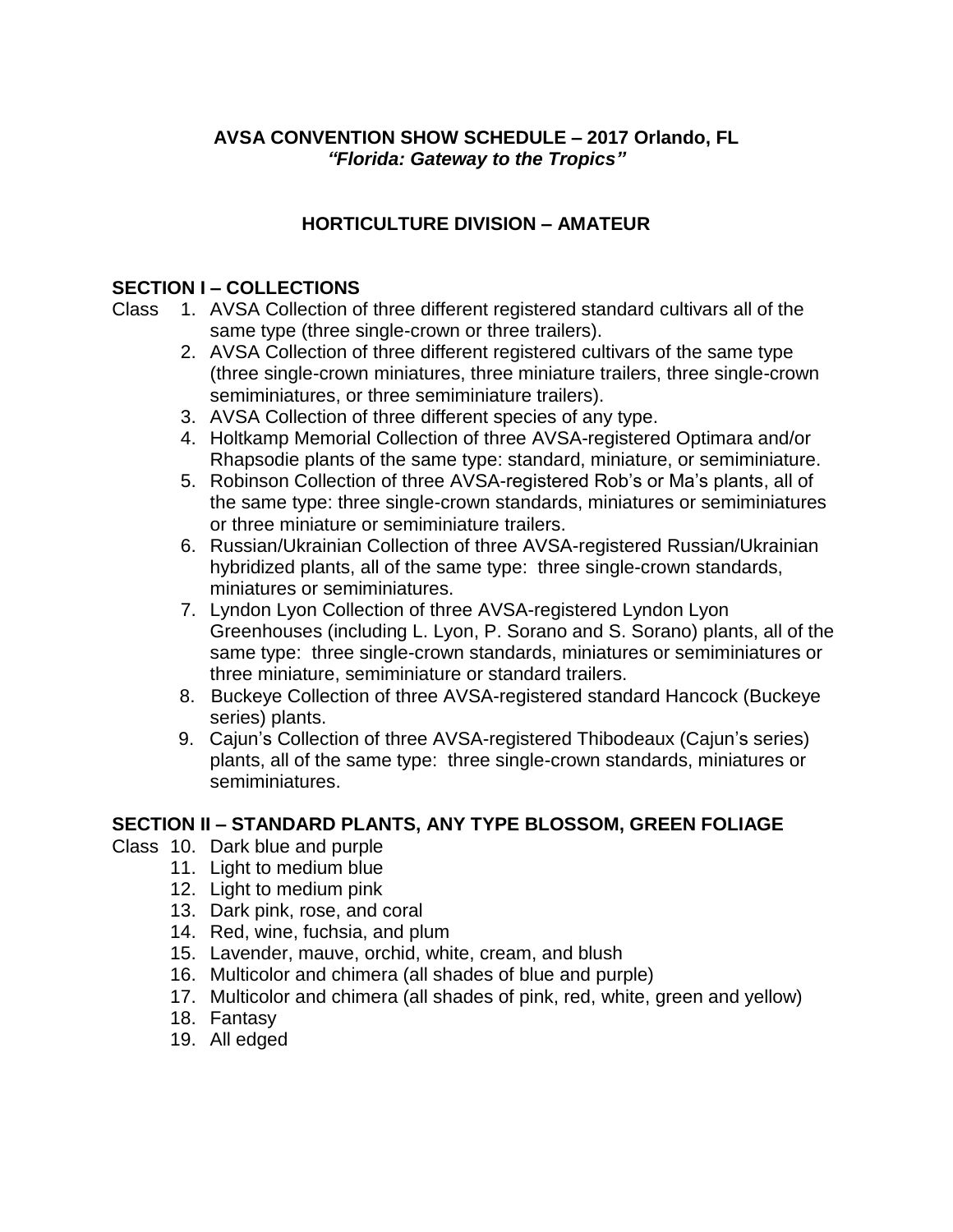**AVSA CONVENTION SHOW SCHEDULE – 2017 Orlando, FL**
***"Florida: Gateway to the Tropics"***

## HORTICULTURE DIVISION – AMATEUR

### SECTION I – COLLECTIONS

Class

1. AVSA Collection of three different registered standard cultivars all of the same type (three single-crown or three trailers).
2. AVSA Collection of three different registered cultivars of the same type (three single-crown miniatures, three miniature trailers, three single-crown semiminiatures, or three semiminiature trailers).
3. AVSA Collection of three different species of any type.
4. Holtkamp Memorial Collection of three AVSA-registered Optimara and/or Rhapsodie plants of the same type: standard, miniature, or semiminiature.
5. Robinson Collection of three AVSA-registered Rob's or Ma's plants, all of the same type: three single-crown standards, miniatures or semiminiatures or three miniature or semiminiature trailers.
6. Russian/Ukrainian Collection of three AVSA-registered Russian/Ukrainian hybridized plants, all of the same type: three single-crown standards, miniatures or semiminiatures.
7. Lyndon Lyon Collection of three AVSA-registered Lyndon Lyon Greenhouses (including L. Lyon, P. Sorano and S. Sorano) plants, all of the same type: three single-crown standards, miniatures or semiminiatures or three miniature, semiminiature or standard trailers.
8. Buckeye Collection of three AVSA-registered standard Hancock (Buckeye series) plants.
9. Cajun's Collection of three AVSA-registered Thibodeaux (Cajun's series) plants, all of the same type: three single-crown standards, miniatures or semiminiatures.

### SECTION II – STANDARD PLANTS, ANY TYPE BLOSSOM, GREEN FOLIAGE

Class

10. Dark blue and purple
11. Light to medium blue
12. Light to medium pink
13. Dark pink, rose, and coral
14. Red, wine, fuchsia, and plum
15. Lavender, mauve, orchid, white, cream, and blush
16. Multicolor and chimera (all shades of blue and purple)
17. Multicolor and chimera (all shades of pink, red, white, green and yellow)
18. Fantasy
19. All edged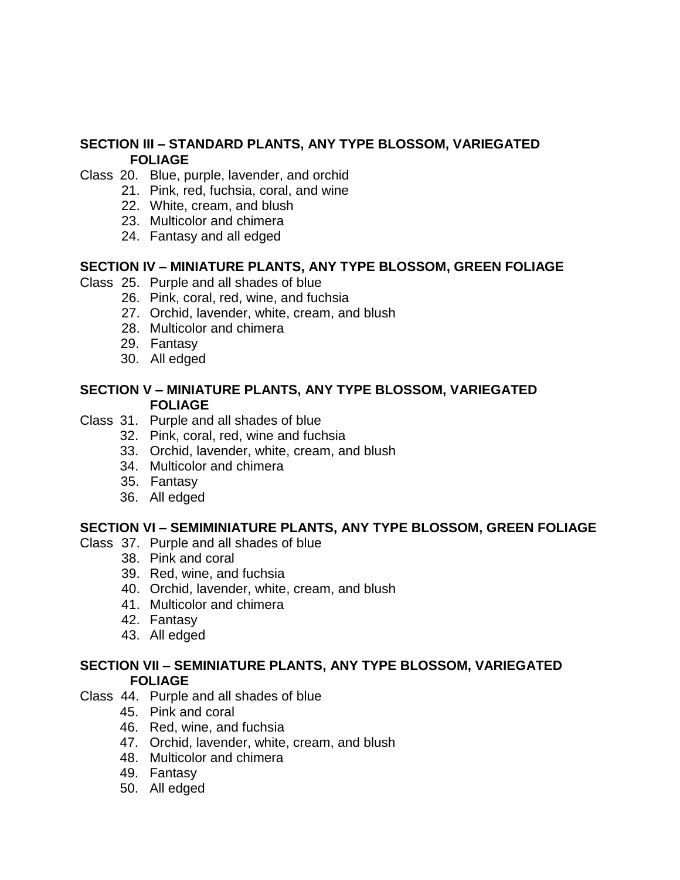**SECTION III – STANDARD PLANTS, ANY TYPE BLOSSOM, VARIEGATED FOLIAGE**

Class 20. Blue, purple, lavender, and orchid
21. Pink, red, fuchsia, coral, and wine
22. White, cream, and blush
23. Multicolor and chimera
24. Fantasy and all edged

**SECTION IV – MINIATURE PLANTS, ANY TYPE BLOSSOM, GREEN FOLIAGE**

Class 25. Purple and all shades of blue
26. Pink, coral, red, wine, and fuchsia
27. Orchid, lavender, white, cream, and blush
28. Multicolor and chimera
29. Fantasy
30. All edged

**SECTION V – MINIATURE PLANTS, ANY TYPE BLOSSOM, VARIEGATED FOLIAGE**

Class 31. Purple and all shades of blue
32. Pink, coral, red, wine and fuchsia
33. Orchid, lavender, white, cream, and blush
34. Multicolor and chimera
35. Fantasy
36. All edged

**SECTION VI – SEMIMINIATURE PLANTS, ANY TYPE BLOSSOM, GREEN FOLIAGE**

Class 37. Purple and all shades of blue
38. Pink and coral
39. Red, wine, and fuchsia
40. Orchid, lavender, white, cream, and blush
41. Multicolor and chimera
42. Fantasy
43. All edged

**SECTION VII – SEMINIATURE PLANTS, ANY TYPE BLOSSOM, VARIEGATED FOLIAGE**

Class 44. Purple and all shades of blue
45. Pink and coral
46. Red, wine, and fuchsia
47. Orchid, lavender, white, cream, and blush
48. Multicolor and chimera
49. Fantasy
50. All edged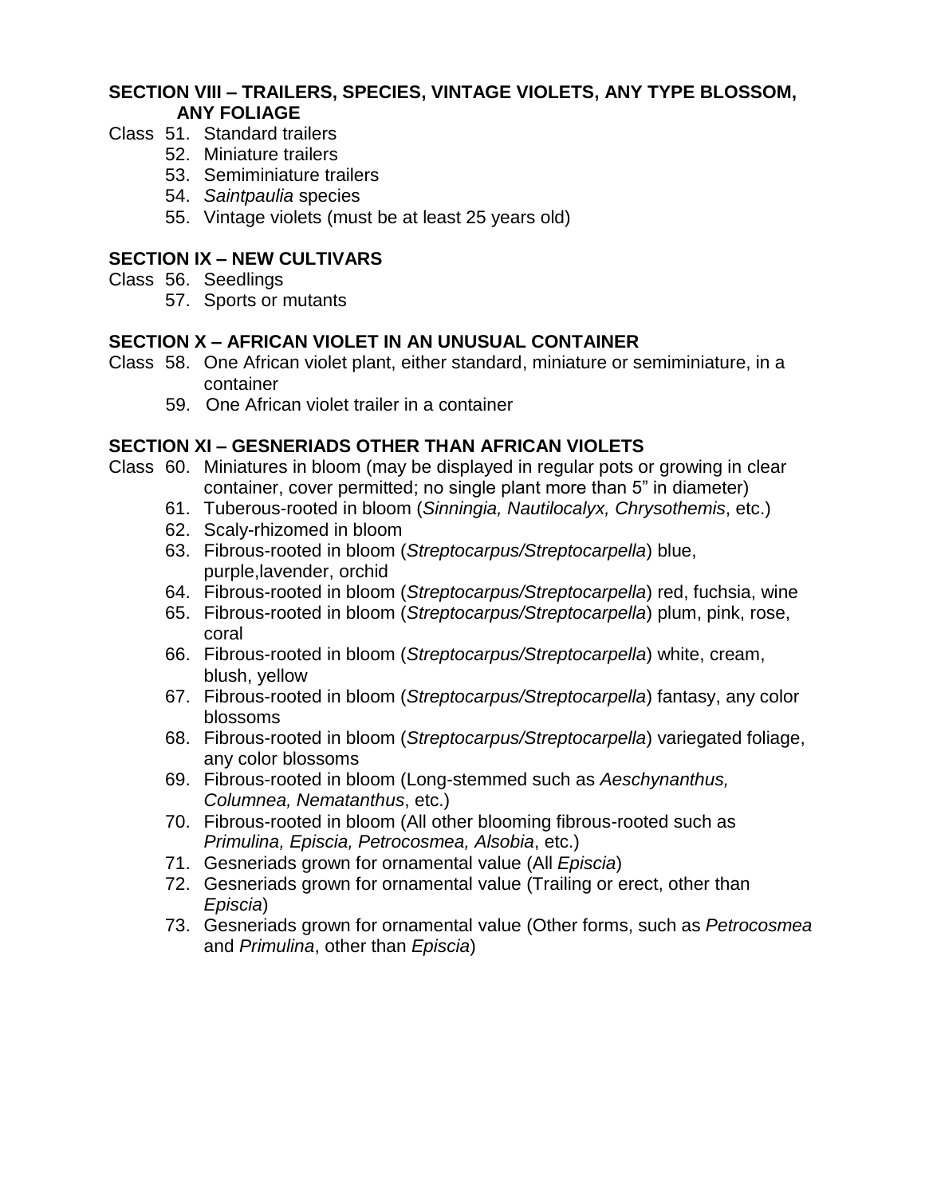**SECTION VIII – TRAILERS, SPECIES, VINTAGE VIOLETS, ANY TYPE BLOSSOM, ANY FOLIAGE**

Class 51. Standard trailers
52. Miniature trailers
53. Semiminiature trailers
54. *Saintpaulia* species
55. Vintage violets (must be at least 25 years old)

**SECTION IX – NEW CULTIVARS**

Class 56. Seedlings
57. Sports or mutants

**SECTION X – AFRICAN VIOLET IN AN UNUSUAL CONTAINER**

Class 58. One African violet plant, either standard, miniature or semiminiature, in a container
59. One African violet trailer in a container

**SECTION XI – GESNERIADS OTHER THAN AFRICAN VIOLETS**

Class 60. Miniatures in bloom (may be displayed in regular pots or growing in clear container, cover permitted; no single plant more than 5" in diameter)
61. Tuberous-rooted in bloom (*Sinningia, Nautilocalyx, Chrysothemis*, etc.)
62. Scaly-rhizomed in bloom
63. Fibrous-rooted in bloom (*Streptocarpus/Streptocarpella*) blue, purple,lavender, orchid
64. Fibrous-rooted in bloom (*Streptocarpus/Streptocarpella*) red, fuchsia, wine
65. Fibrous-rooted in bloom (*Streptocarpus/Streptocarpella*) plum, pink, rose, coral
66. Fibrous-rooted in bloom (*Streptocarpus/Streptocarpella*) white, cream, blush, yellow
67. Fibrous-rooted in bloom (*Streptocarpus/Streptocarpella*) fantasy, any color blossoms
68. Fibrous-rooted in bloom (*Streptocarpus/Streptocarpella*) variegated foliage, any color blossoms
69. Fibrous-rooted in bloom (Long-stemmed such as *Aeschynanthus, Columnea, Nematanthus*, etc.)
70. Fibrous-rooted in bloom (All other blooming fibrous-rooted such as *Primulina, Episcia, Petrocosmea, Alsobia*, etc.)
71. Gesneriads grown for ornamental value (All *Episcia*)
72. Gesneriads grown for ornamental value (Trailing or erect, other than *Episcia*)
73. Gesneriads grown for ornamental value (Other forms, such as *Petrocosmea* and *Primulina*, other than *Episcia*)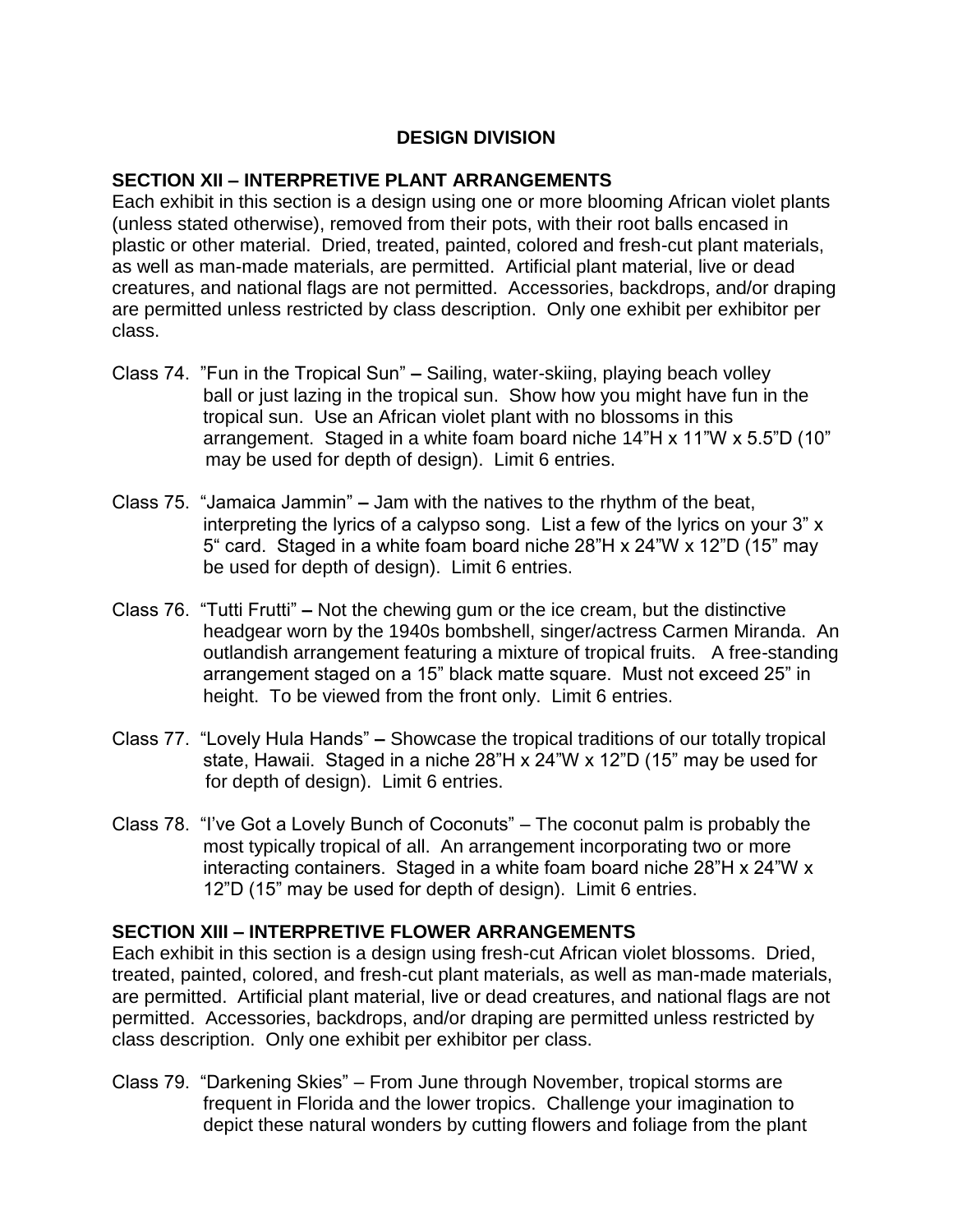## DESIGN DIVISION

### SECTION XII – INTERPRETIVE PLANT ARRANGEMENTS

Each exhibit in this section is a design using one or more blooming African violet plants (unless stated otherwise), removed from their pots, with their root balls encased in plastic or other material. Dried, treated, painted, colored and fresh-cut plant materials, as well as man-made materials, are permitted. Artificial plant material, live or dead creatures, and national flags are not permitted. Accessories, backdrops, and/or draping are permitted unless restricted by class description. Only one exhibit per exhibitor per class.

Class 74. "Fun in the Tropical Sun" – Sailing, water-skiing, playing beach volley ball or just lazing in the tropical sun. Show how you might have fun in the tropical sun. Use an African violet plant with no blossoms in this arrangement. Staged in a white foam board niche 14"H x 11"W x 5.5"D (10" may be used for depth of design). Limit 6 entries.

Class 75. "Jamaica Jammin" – Jam with the natives to the rhythm of the beat, interpreting the lyrics of a calypso song. List a few of the lyrics on your 3" x 5" card. Staged in a white foam board niche 28"H x 24"W x 12"D (15" may be used for depth of design). Limit 6 entries.

Class 76. "Tutti Frutti" – Not the chewing gum or the ice cream, but the distinctive headgear worn by the 1940s bombshell, singer/actress Carmen Miranda. An outlandish arrangement featuring a mixture of tropical fruits. A free-standing arrangement staged on a 15" black matte square. Must not exceed 25" in height. To be viewed from the front only. Limit 6 entries.

Class 77. "Lovely Hula Hands" – Showcase the tropical traditions of our totally tropical state, Hawaii. Staged in a niche 28"H x 24"W x 12"D (15" may be used for for depth of design). Limit 6 entries.

Class 78. "I've Got a Lovely Bunch of Coconuts" – The coconut palm is probably the most typically tropical of all. An arrangement incorporating two or more interacting containers. Staged in a white foam board niche 28"H x 24"W x 12"D (15" may be used for depth of design). Limit 6 entries.

### SECTION XIII – INTERPRETIVE FLOWER ARRANGEMENTS

Each exhibit in this section is a design using fresh-cut African violet blossoms. Dried, treated, painted, colored, and fresh-cut plant materials, as well as man-made materials, are permitted. Artificial plant material, live or dead creatures, and national flags are not permitted. Accessories, backdrops, and/or draping are permitted unless restricted by class description. Only one exhibit per exhibitor per class.

Class 79. "Darkening Skies" – From June through November, tropical storms are frequent in Florida and the lower tropics. Challenge your imagination to depict these natural wonders by cutting flowers and foliage from the plant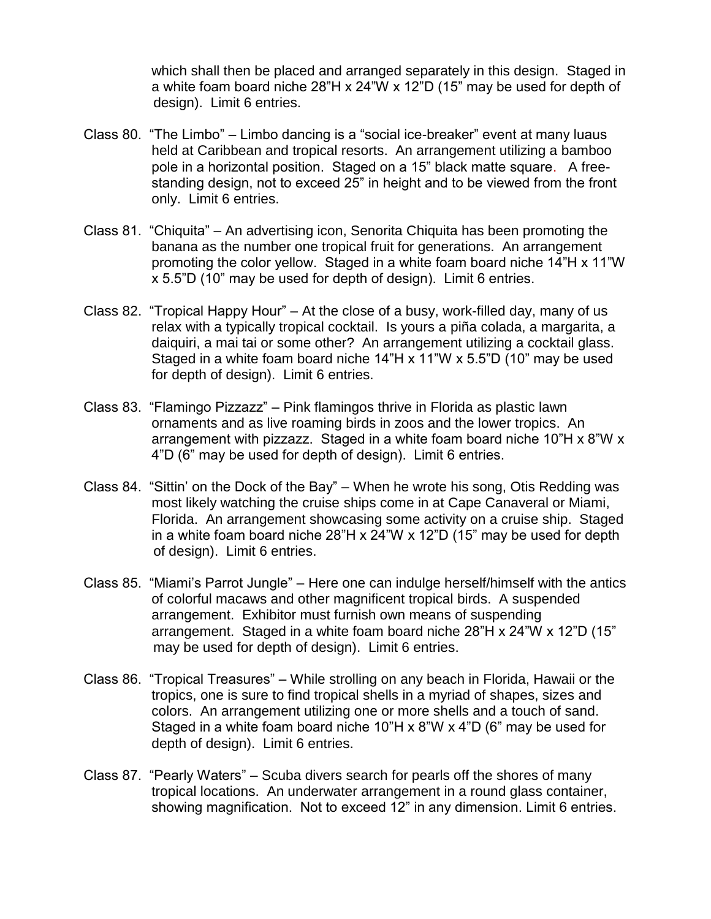which shall then be placed and arranged separately in this design. Staged in a white foam board niche 28"H x 24"W x 12"D (15" may be used for depth of design). Limit 6 entries.

Class 80. "The Limbo" – Limbo dancing is a "social ice-breaker" event at many luaus held at Caribbean and tropical resorts. An arrangement utilizing a bamboo pole in a horizontal position. Staged on a 15" black matte square. A free-standing design, not to exceed 25" in height and to be viewed from the front only. Limit 6 entries.

Class 81. "Chiquita" – An advertising icon, Senorita Chiquita has been promoting the banana as the number one tropical fruit for generations. An arrangement promoting the color yellow. Staged in a white foam board niche 14"H x 11"W x 5.5"D (10" may be used for depth of design). Limit 6 entries.

Class 82. "Tropical Happy Hour" – At the close of a busy, work-filled day, many of us relax with a typically tropical cocktail. Is yours a piña colada, a margarita, a daiquiri, a mai tai or some other? An arrangement utilizing a cocktail glass. Staged in a white foam board niche 14"H x 11"W x 5.5"D (10" may be used for depth of design). Limit 6 entries.

Class 83. "Flamingo Pizzazz" – Pink flamingos thrive in Florida as plastic lawn ornaments and as live roaming birds in zoos and the lower tropics. An arrangement with pizzazz. Staged in a white foam board niche 10"H x 8"W x 4"D (6" may be used for depth of design). Limit 6 entries.

Class 84. "Sittin' on the Dock of the Bay" – When he wrote his song, Otis Redding was most likely watching the cruise ships come in at Cape Canaveral or Miami, Florida. An arrangement showcasing some activity on a cruise ship. Staged in a white foam board niche 28"H x 24"W x 12"D (15" may be used for depth of design). Limit 6 entries.

Class 85. "Miami's Parrot Jungle" – Here one can indulge herself/himself with the antics of colorful macaws and other magnificent tropical birds. A suspended arrangement. Exhibitor must furnish own means of suspending arrangement. Staged in a white foam board niche 28"H x 24"W x 12"D (15" may be used for depth of design). Limit 6 entries.

Class 86. "Tropical Treasures" – While strolling on any beach in Florida, Hawaii or the tropics, one is sure to find tropical shells in a myriad of shapes, sizes and colors. An arrangement utilizing one or more shells and a touch of sand. Staged in a white foam board niche 10"H x 8"W x 4"D (6" may be used for depth of design). Limit 6 entries.

Class 87. "Pearly Waters" – Scuba divers search for pearls off the shores of many tropical locations. An underwater arrangement in a round glass container, showing magnification. Not to exceed 12" in any dimension. Limit 6 entries.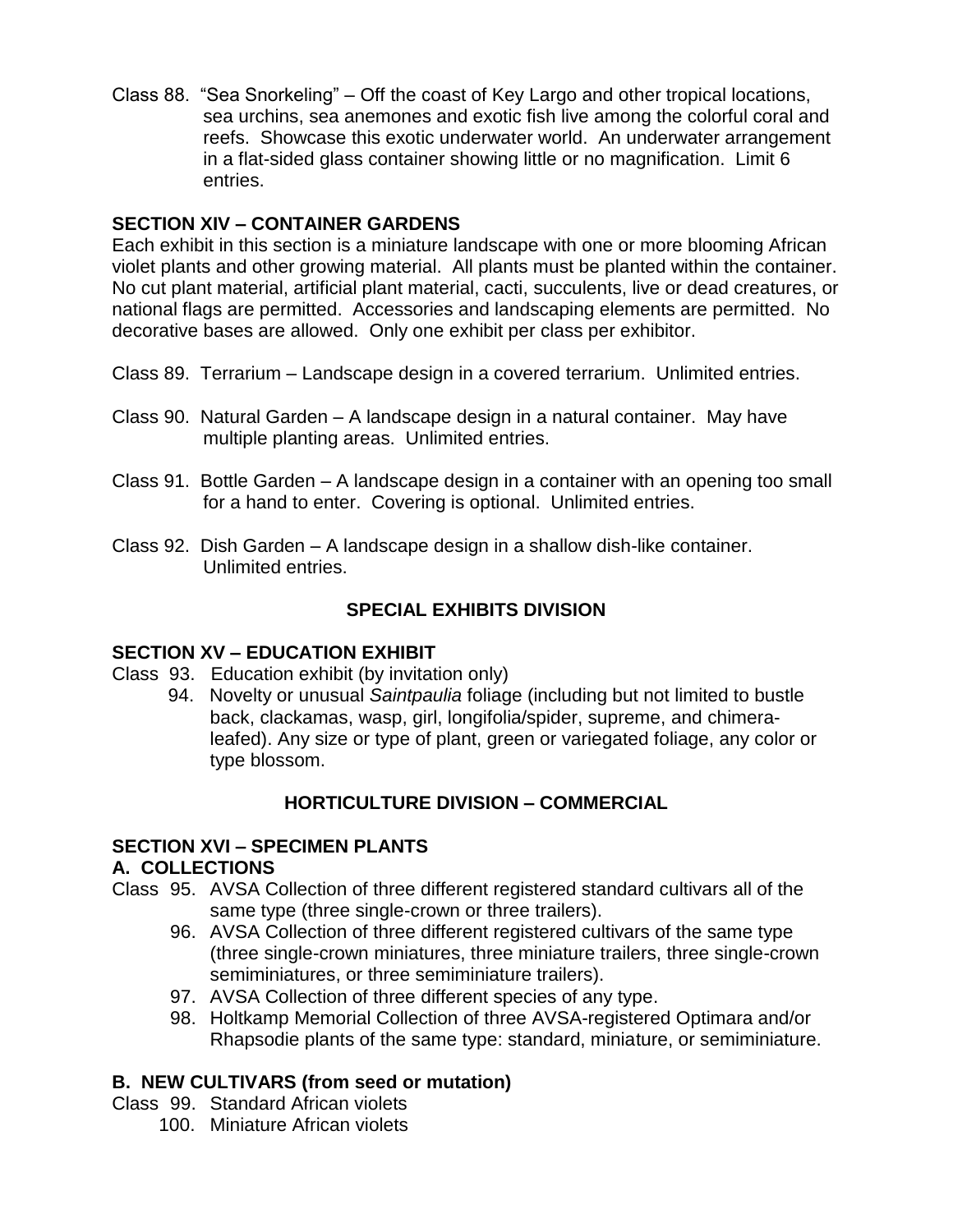Class 88. "Sea Snorkeling" – Off the coast of Key Largo and other tropical locations, sea urchins, sea anemones and exotic fish live among the colorful coral and reefs. Showcase this exotic underwater world. An underwater arrangement in a flat-sided glass container showing little or no magnification. Limit 6 entries.

**SECTION XIV – CONTAINER GARDENS**

Each exhibit in this section is a miniature landscape with one or more blooming African violet plants and other growing material. All plants must be planted within the container. No cut plant material, artificial plant material, cacti, succulents, live or dead creatures, or national flags are permitted. Accessories and landscaping elements are permitted. No decorative bases are allowed. Only one exhibit per class per exhibitor.

Class 89. Terrarium – Landscape design in a covered terrarium. Unlimited entries.

Class 90. Natural Garden – A landscape design in a natural container. May have multiple planting areas. Unlimited entries.

Class 91. Bottle Garden – A landscape design in a container with an opening too small for a hand to enter. Covering is optional. Unlimited entries.

Class 92. Dish Garden – A landscape design in a shallow dish-like container. Unlimited entries.

## SPECIAL EXHIBITS DIVISION

**SECTION XV – EDUCATION EXHIBIT**

Class 93. Education exhibit (by invitation only)

94. Novelty or unusual *Saintpaulia* foliage (including but not limited to bustle back, clackamas, wasp, girl, longifolia/spider, supreme, and chimera-leafed). Any size or type of plant, green or variegated foliage, any color or type blossom.

## HORTICULTURE DIVISION – COMMERCIAL

**SECTION XVI – SPECIMEN PLANTS**

**A. COLLECTIONS**

Class 95. AVSA Collection of three different registered standard cultivars all of the same type (three single-crown or three trailers).

96. AVSA Collection of three different registered cultivars of the same type (three single-crown miniatures, three miniature trailers, three single-crown semiminiatures, or three semiminiature trailers).

97. AVSA Collection of three different species of any type.

98. Holtkamp Memorial Collection of three AVSA-registered Optimara and/or Rhapsodie plants of the same type: standard, miniature, or semiminiature.

**B. NEW CULTIVARS (from seed or mutation)**

Class 99. Standard African violets

100. Miniature African violets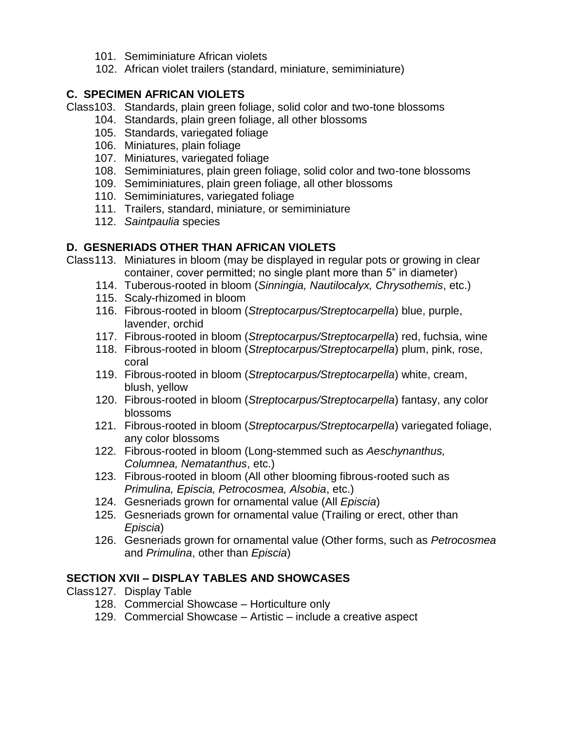101. Semiminiature African violets
102. African violet trailers (standard, miniature, semiminiature)

**C. SPECIMEN AFRICAN VIOLETS**

Class 103. Standards, plain green foliage, solid color and two-tone blossoms
104. Standards, plain green foliage, all other blossoms
105. Standards, variegated foliage
106. Miniatures, plain foliage
107. Miniatures, variegated foliage
108. Semiminiatures, plain green foliage, solid color and two-tone blossoms
109. Semiminiatures, plain green foliage, all other blossoms
110. Semiminiatures, variegated foliage
111. Trailers, standard, miniature, or semiminiature
112. *Saintpaulia* species

**D. GESNERIADS OTHER THAN AFRICAN VIOLETS**

Class 113. Miniatures in bloom (may be displayed in regular pots or growing in clear container, cover permitted; no single plant more than 5” in diameter)
114. Tuberous-rooted in bloom (*Sinningia, Nautilocalyx, Chrysothemis*, etc.)
115. Scaly-rhizomed in bloom
116. Fibrous-rooted in bloom (*Streptocarpus/Streptocarpella*) blue, purple, lavender, orchid
117. Fibrous-rooted in bloom (*Streptocarpus/Streptocarpella*) red, fuchsia, wine
118. Fibrous-rooted in bloom (*Streptocarpus/Streptocarpella*) plum, pink, rose, coral
119. Fibrous-rooted in bloom (*Streptocarpus/Streptocarpella*) white, cream, blush, yellow
120. Fibrous-rooted in bloom (*Streptocarpus/Streptocarpella*) fantasy, any color blossoms
121. Fibrous-rooted in bloom (*Streptocarpus/Streptocarpella*) variegated foliage, any color blossoms
122. Fibrous-rooted in bloom (Long-stemmed such as *Aeschynanthus, Columnea, Nematanthus*, etc.)
123. Fibrous-rooted in bloom (All other blooming fibrous-rooted such as *Primulina, Episcia, Petrocosmea, Alsobia*, etc.)
124. Gesneriads grown for ornamental value (All *Episcia*)
125. Gesneriads grown for ornamental value (Trailing or erect, other than *Episcia*)
126. Gesneriads grown for ornamental value (Other forms, such as *Petrocosmea* and *Primulina*, other than *Episcia*)

**SECTION XVII – DISPLAY TABLES AND SHOWCASES**

Class 127. Display Table
128. Commercial Showcase – Horticulture only
129. Commercial Showcase – Artistic – include a creative aspect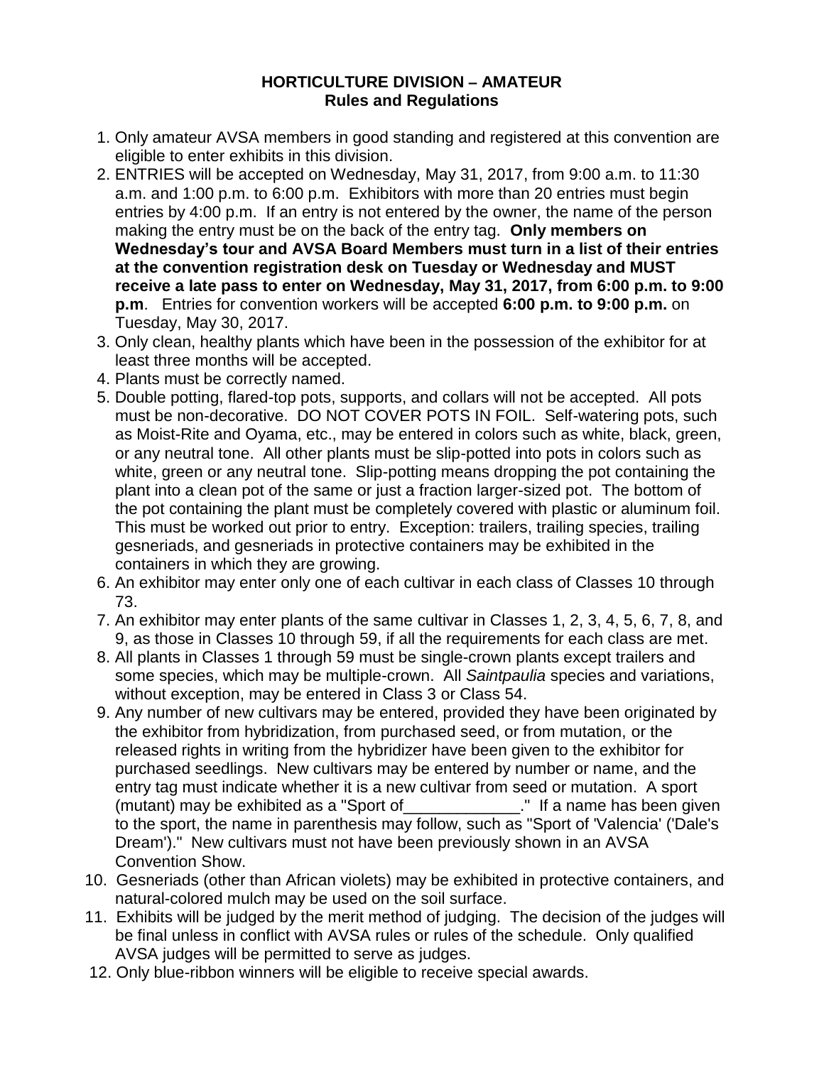# HORTICULTURE DIVISION – AMATEUR
## Rules and Regulations

1. Only amateur AVSA members in good standing and registered at this convention are eligible to enter exhibits in this division.
2. ENTRIES will be accepted on Wednesday, May 31, 2017, from 9:00 a.m. to 11:30 a.m. and 1:00 p.m. to 6:00 p.m. Exhibitors with more than 20 entries must begin entries by 4:00 p.m. If an entry is not entered by the owner, the name of the person making the entry must be on the back of the entry tag. **Only members on Wednesday's tour and AVSA Board Members must turn in a list of their entries at the convention registration desk on Tuesday or Wednesday and MUST receive a late pass to enter on Wednesday, May 31, 2017, from 6:00 p.m. to 9:00 p.m**. Entries for convention workers will be accepted **6:00 p.m. to 9:00 p.m.** on Tuesday, May 30, 2017.
3. Only clean, healthy plants which have been in the possession of the exhibitor for at least three months will be accepted.
4. Plants must be correctly named.
5. Double potting, flared-top pots, supports, and collars will not be accepted. All pots must be non-decorative. DO NOT COVER POTS IN FOIL. Self-watering pots, such as Moist-Rite and Oyama, etc., may be entered in colors such as white, black, green, or any neutral tone. All other plants must be slip-potted into pots in colors such as white, green or any neutral tone. Slip-potting means dropping the pot containing the plant into a clean pot of the same or just a fraction larger-sized pot. The bottom of the pot containing the plant must be completely covered with plastic or aluminum foil. This must be worked out prior to entry. Exception: trailers, trailing species, trailing gesneriads, and gesneriads in protective containers may be exhibited in the containers in which they are growing.
6. An exhibitor may enter only one of each cultivar in each class of Classes 10 through 73.
7. An exhibitor may enter plants of the same cultivar in Classes 1, 2, 3, 4, 5, 6, 7, 8, and 9, as those in Classes 10 through 59, if all the requirements for each class are met.
8. All plants in Classes 1 through 59 must be single-crown plants except trailers and some species, which may be multiple-crown. All *Saintpaulia* species and variations, without exception, may be entered in Class 3 or Class 54.
9. Any number of new cultivars may be entered, provided they have been originated by the exhibitor from hybridization, from purchased seed, or from mutation, or the released rights in writing from the hybridizer have been given to the exhibitor for purchased seedlings. New cultivars may be entered by number or name, and the entry tag must indicate whether it is a new cultivar from seed or mutation. A sport (mutant) may be exhibited as a "Sport of_____________." If a name has been given to the sport, the name in parenthesis may follow, such as "Sport of 'Valencia' ('Dale's Dream')." New cultivars must not have been previously shown in an AVSA Convention Show.
10. Gesneriads (other than African violets) may be exhibited in protective containers, and natural-colored mulch may be used on the soil surface.
11. Exhibits will be judged by the merit method of judging. The decision of the judges will be final unless in conflict with AVSA rules or rules of the schedule. Only qualified AVSA judges will be permitted to serve as judges.
12. Only blue-ribbon winners will be eligible to receive special awards.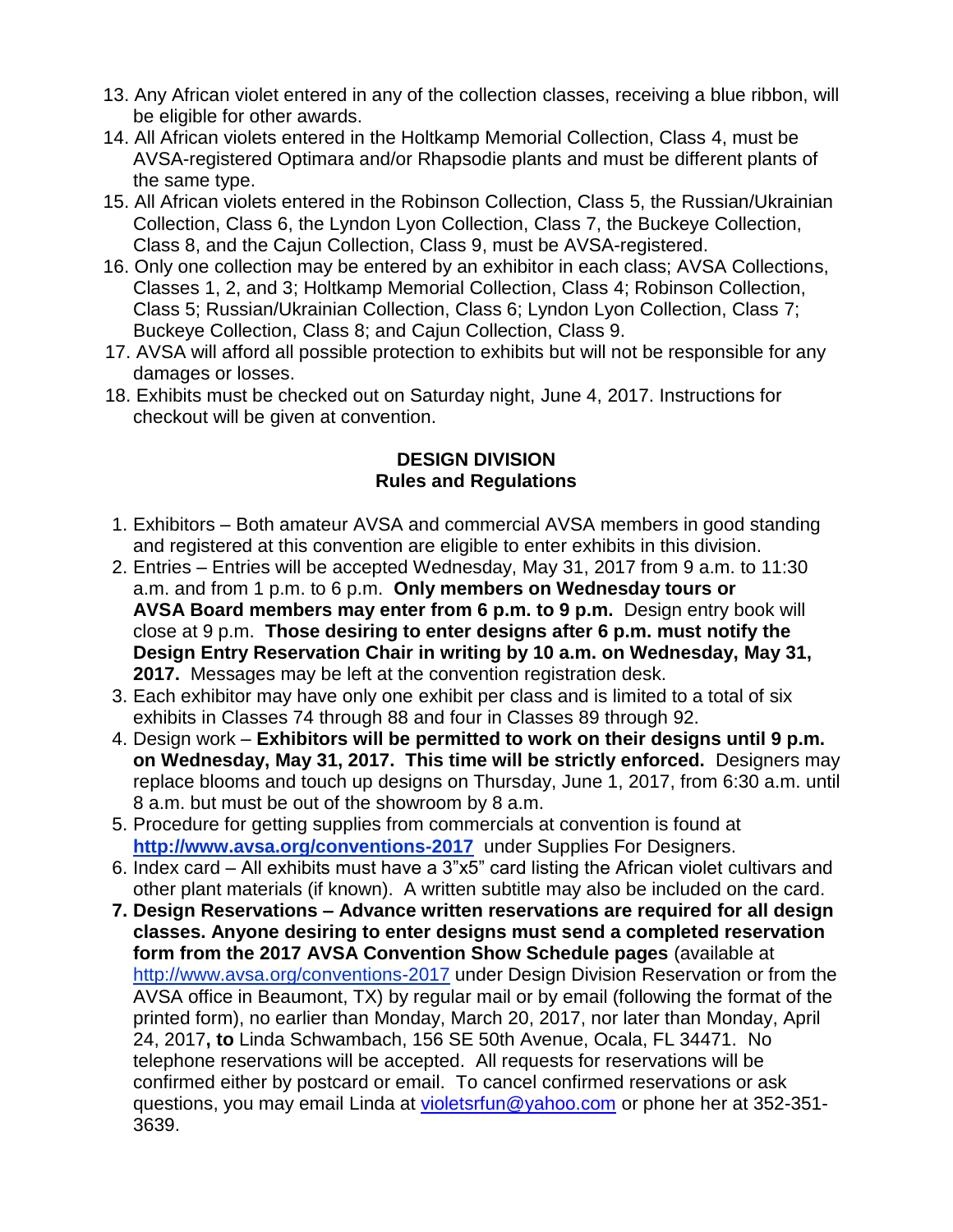13. Any African violet entered in any of the collection classes, receiving a blue ribbon, will be eligible for other awards.
14. All African violets entered in the Holtkamp Memorial Collection, Class 4, must be AVSA-registered Optimara and/or Rhapsodie plants and must be different plants of the same type.
15. All African violets entered in the Robinson Collection, Class 5, the Russian/Ukrainian Collection, Class 6, the Lyndon Lyon Collection, Class 7, the Buckeye Collection, Class 8, and the Cajun Collection, Class 9, must be AVSA-registered.
16. Only one collection may be entered by an exhibitor in each class; AVSA Collections, Classes 1, 2, and 3; Holtkamp Memorial Collection, Class 4; Robinson Collection, Class 5; Russian/Ukrainian Collection, Class 6; Lyndon Lyon Collection, Class 7; Buckeye Collection, Class 8; and Cajun Collection, Class 9.
17. AVSA will afford all possible protection to exhibits but will not be responsible for any damages or losses.
18. Exhibits must be checked out on Saturday night, June 4, 2017. Instructions for checkout will be given at convention.

## DESIGN DIVISION
## Rules and Regulations

1. Exhibitors – Both amateur AVSA and commercial AVSA members in good standing and registered at this convention are eligible to enter exhibits in this division.
2. Entries – Entries will be accepted Wednesday, May 31, 2017 from 9 a.m. to 11:30 a.m. and from 1 p.m. to 6 p.m. **Only members on Wednesday tours or AVSA Board members may enter from 6 p.m. to 9 p.m.** Design entry book will close at 9 p.m. **Those desiring to enter designs after 6 p.m. must notify the Design Entry Reservation Chair in writing by 10 a.m. on Wednesday, May 31, 2017.** Messages may be left at the convention registration desk.
3. Each exhibitor may have only one exhibit per class and is limited to a total of six exhibits in Classes 74 through 88 and four in Classes 89 through 92.
4. Design work – **Exhibitors will be permitted to work on their designs until 9 p.m. on Wednesday, May 31, 2017. This time will be strictly enforced.** Designers may replace blooms and touch up designs on Thursday, June 1, 2017, from 6:30 a.m. until 8 a.m. but must be out of the showroom by 8 a.m.
5. Procedure for getting supplies from commercials at convention is found at **http://www.avsa.org/conventions-2017** under Supplies For Designers.
6. Index card – All exhibits must have a 3"x5" card listing the African violet cultivars and other plant materials (if known). A written subtitle may also be included on the card.
7. **Design Reservations – Advance written reservations are required for all design classes. Anyone desiring to enter designs must send a completed reservation form from the 2017 AVSA Convention Show Schedule pages** (available at http://www.avsa.org/conventions-2017 under Design Division Reservation or from the AVSA office in Beaumont, TX) by regular mail or by email (following the format of the printed form), no earlier than Monday, March 20, 2017, nor later than Monday, April 24, 2017**, to** Linda Schwambach, 156 SE 50th Avenue, Ocala, FL 34471. No telephone reservations will be accepted. All requests for reservations will be confirmed either by postcard or email. To cancel confirmed reservations or ask questions, you may email Linda at violetsrfun@yahoo.com or phone her at 352-351-3639.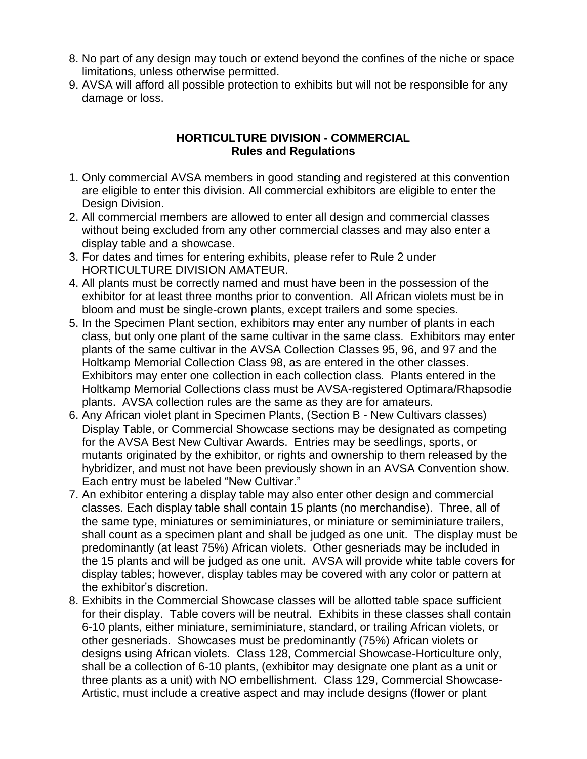8. No part of any design may touch or extend beyond the confines of the niche or space limitations, unless otherwise permitted.
9. AVSA will afford all possible protection to exhibits but will not be responsible for any damage or loss.

## HORTICULTURE DIVISION - COMMERCIAL
### Rules and Regulations

1. Only commercial AVSA members in good standing and registered at this convention are eligible to enter this division. All commercial exhibitors are eligible to enter the Design Division.
2. All commercial members are allowed to enter all design and commercial classes without being excluded from any other commercial classes and may also enter a display table and a showcase.
3. For dates and times for entering exhibits, please refer to Rule 2 under HORTICULTURE DIVISION AMATEUR.
4. All plants must be correctly named and must have been in the possession of the exhibitor for at least three months prior to convention. All African violets must be in bloom and must be single-crown plants, except trailers and some species.
5. In the Specimen Plant section, exhibitors may enter any number of plants in each class, but only one plant of the same cultivar in the same class. Exhibitors may enter plants of the same cultivar in the AVSA Collection Classes 95, 96, and 97 and the Holtkamp Memorial Collection Class 98, as are entered in the other classes. Exhibitors may enter one collection in each collection class. Plants entered in the Holtkamp Memorial Collections class must be AVSA-registered Optimara/Rhapsodie plants. AVSA collection rules are the same as they are for amateurs.
6. Any African violet plant in Specimen Plants, (Section B - New Cultivars classes) Display Table, or Commercial Showcase sections may be designated as competing for the AVSA Best New Cultivar Awards. Entries may be seedlings, sports, or mutants originated by the exhibitor, or rights and ownership to them released by the hybridizer, and must not have been previously shown in an AVSA Convention show. Each entry must be labeled "New Cultivar."
7. An exhibitor entering a display table may also enter other design and commercial classes. Each display table shall contain 15 plants (no merchandise). Three, all of the same type, miniatures or semiminiatures, or miniature or semiminiature trailers, shall count as a specimen plant and shall be judged as one unit. The display must be predominantly (at least 75%) African violets. Other gesneriads may be included in the 15 plants and will be judged as one unit. AVSA will provide white table covers for display tables; however, display tables may be covered with any color or pattern at the exhibitor's discretion.
8. Exhibits in the Commercial Showcase classes will be allotted table space sufficient for their display. Table covers will be neutral. Exhibits in these classes shall contain 6-10 plants, either miniature, semiminiature, standard, or trailing African violets, or other gesneriads. Showcases must be predominantly (75%) African violets or designs using African violets. Class 128, Commercial Showcase-Horticulture only, shall be a collection of 6-10 plants, (exhibitor may designate one plant as a unit or three plants as a unit) with NO embellishment. Class 129, Commercial Showcase-Artistic, must include a creative aspect and may include designs (flower or plant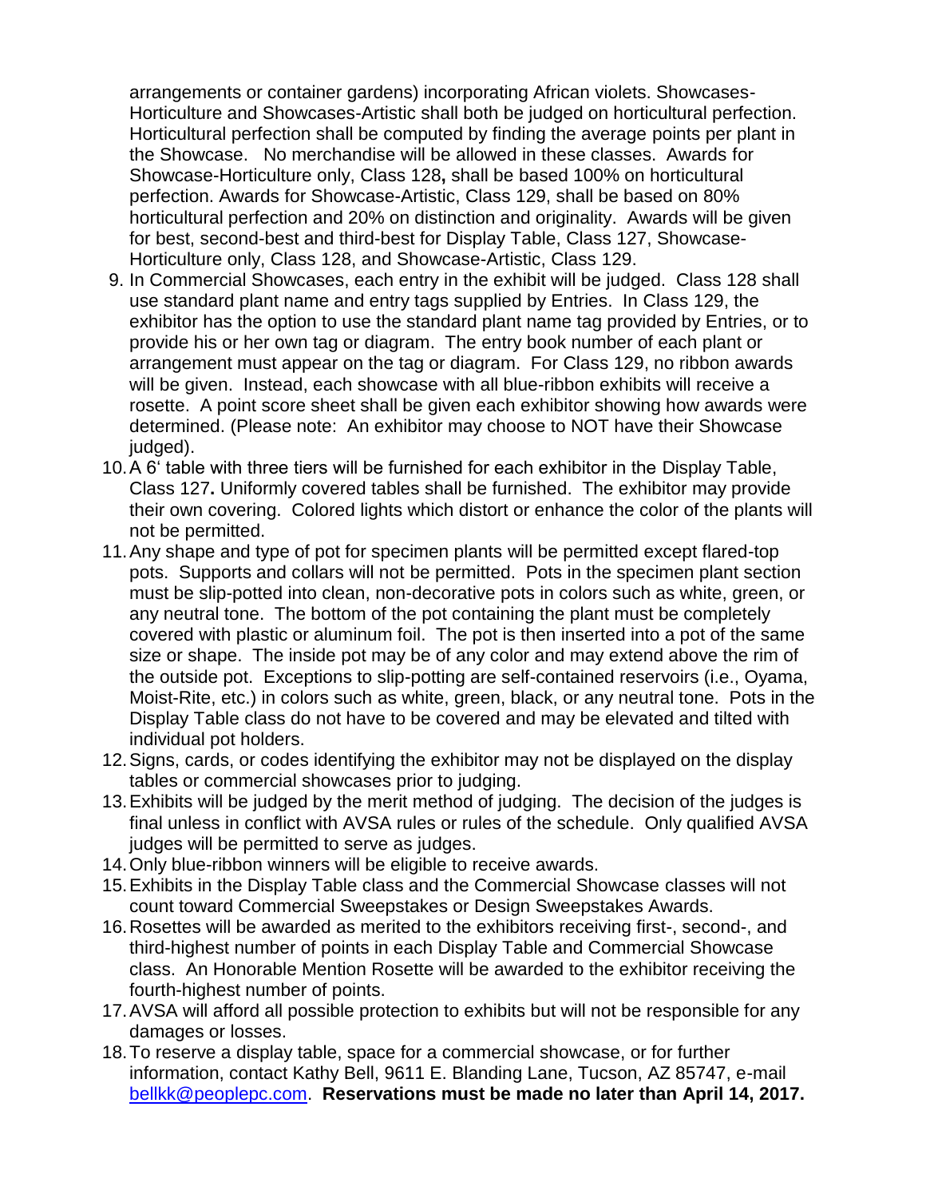arrangements or container gardens) incorporating African violets. Showcases-Horticulture and Showcases-Artistic shall both be judged on horticultural perfection. Horticultural perfection shall be computed by finding the average points per plant in the Showcase. No merchandise will be allowed in these classes. Awards for Showcase-Horticulture only, Class 128**,** shall be based 100% on horticultural perfection. Awards for Showcase-Artistic, Class 129, shall be based on 80% horticultural perfection and 20% on distinction and originality. Awards will be given for best, second-best and third-best for Display Table, Class 127, Showcase-Horticulture only, Class 128, and Showcase-Artistic, Class 129.

9. In Commercial Showcases, each entry in the exhibit will be judged. Class 128 shall use standard plant name and entry tags supplied by Entries. In Class 129, the exhibitor has the option to use the standard plant name tag provided by Entries, or to provide his or her own tag or diagram. The entry book number of each plant or arrangement must appear on the tag or diagram. For Class 129, no ribbon awards will be given. Instead, each showcase with all blue-ribbon exhibits will receive a rosette. A point score sheet shall be given each exhibitor showing how awards were determined. (Please note: An exhibitor may choose to NOT have their Showcase judged).
10. A 6' table with three tiers will be furnished for each exhibitor in the Display Table, Class 127**.** Uniformly covered tables shall be furnished. The exhibitor may provide their own covering. Colored lights which distort or enhance the color of the plants will not be permitted.
11. Any shape and type of pot for specimen plants will be permitted except flared-top pots. Supports and collars will not be permitted. Pots in the specimen plant section must be slip-potted into clean, non-decorative pots in colors such as white, green, or any neutral tone. The bottom of the pot containing the plant must be completely covered with plastic or aluminum foil. The pot is then inserted into a pot of the same size or shape. The inside pot may be of any color and may extend above the rim of the outside pot. Exceptions to slip-potting are self-contained reservoirs (i.e., Oyama, Moist-Rite, etc.) in colors such as white, green, black, or any neutral tone. Pots in the Display Table class do not have to be covered and may be elevated and tilted with individual pot holders.
12. Signs, cards, or codes identifying the exhibitor may not be displayed on the display tables or commercial showcases prior to judging.
13. Exhibits will be judged by the merit method of judging. The decision of the judges is final unless in conflict with AVSA rules or rules of the schedule. Only qualified AVSA judges will be permitted to serve as judges.
14. Only blue-ribbon winners will be eligible to receive awards.
15. Exhibits in the Display Table class and the Commercial Showcase classes will not count toward Commercial Sweepstakes or Design Sweepstakes Awards.
16. Rosettes will be awarded as merited to the exhibitors receiving first-, second-, and third-highest number of points in each Display Table and Commercial Showcase class. An Honorable Mention Rosette will be awarded to the exhibitor receiving the fourth-highest number of points.
17. AVSA will afford all possible protection to exhibits but will not be responsible for any damages or losses.
18. To reserve a display table, space for a commercial showcase, or for further information, contact Kathy Bell, 9611 E. Blanding Lane, Tucson, AZ 85747, e-mail bellkk@peoplepc.com. **Reservations must be made no later than April 14, 2017.**